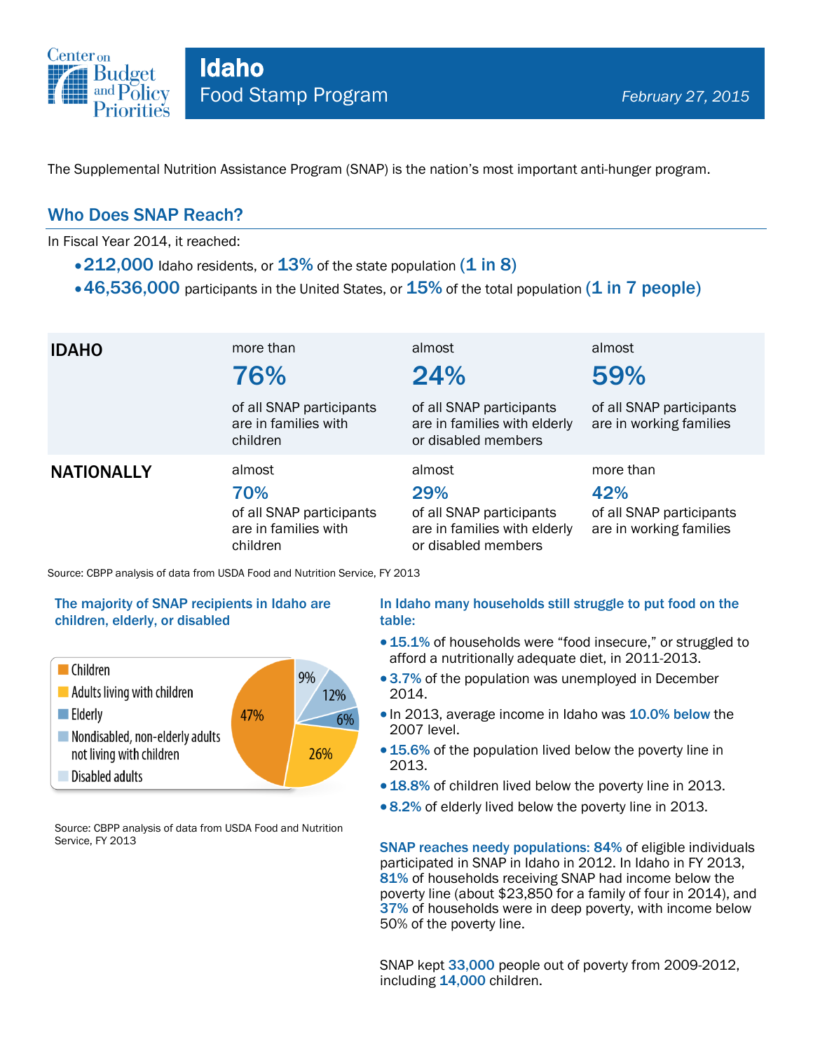# Idaho

## Food Stamp Program

*February 27, 2015*

The Supplemental Nutrition Assistance Program (SNAP) is the nation's most important anti-hunger program.

## Who Does SNAP Reach?

In Fiscal Year 2014, it reached:

- **212,000** Idaho residents, or **13%** of the state population **(1 in 8)**
- **46,536,000** participants in the United States, or **15%** of the total population **(1 in 7 people)**

| | | | |
|---|---|---|---|
| **IDAHO** | more than **76%** of all SNAP participants are in families with children | almost **24%** of all SNAP participants are in families with elderly or disabled members | almost **59%** of all SNAP participants are in working families |
| **NATIONALLY** | almost **70%** of all SNAP participants are in families with children | almost **29%** of all SNAP participants are in families with elderly or disabled members | more than **42%** of all SNAP participants are in working families |

Source: CBPP analysis of data from USDA Food and Nutrition Service, FY 2013

### The majority of SNAP recipients in Idaho are children, elderly, or disabled

| Category | Share |
|---|---|
| Children | 47% |
| Adults living with children | 26% |
| Elderly | 6% |
| Nondisabled, non-elderly adults not living with children | 12% |
| Disabled adults | 9% |

Source: CBPP analysis of data from USDA Food and Nutrition Service, FY 2013

### In Idaho many households still struggle to put food on the table:

- **15.1%** of households were "food insecure," or struggled to afford a nutritionally adequate diet, in 2011-2013.
- **3.7%** of the population was unemployed in December 2014.
- In 2013, average income in Idaho was **10.0% below** the 2007 level.
- **15.6%** of the population lived below the poverty line in 2013.
- **18.8%** of children lived below the poverty line in 2013.
- **8.2%** of elderly lived below the poverty line in 2013.

**SNAP reaches needy populations: 84%** of eligible individuals participated in SNAP in Idaho in 2012. In Idaho in FY 2013, **81%** of households receiving SNAP had income below the poverty line (about $23,850 for a family of four in 2014), and **37%** of households were in deep poverty, with income below 50% of the poverty line.

SNAP kept **33,000** people out of poverty from 2009-2012, including **14,000** children.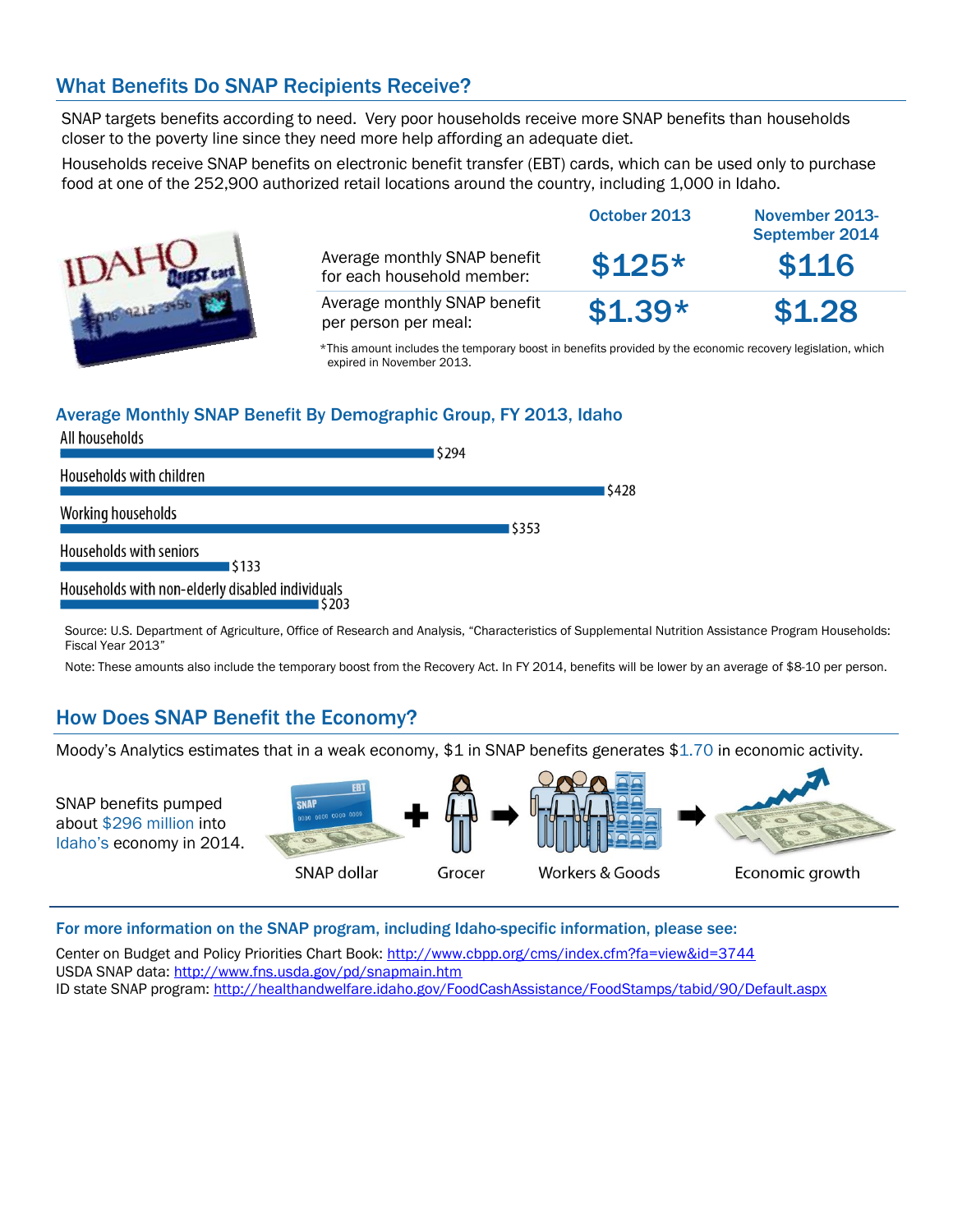## What Benefits Do SNAP Recipients Receive?

SNAP targets benefits according to need. Very poor households receive more SNAP benefits than households closer to the poverty line since they need more help affording an adequate diet.

Households receive SNAP benefits on electronic benefit transfer (EBT) cards, which can be used only to purchase food at one of the 252,900 authorized retail locations around the country, including 1,000 in Idaho.

| | October 2013 | November 2013-September 2014 |
|---|---|---|
| Average monthly SNAP benefit for each household member: | $125* | $116 |
| Average monthly SNAP benefit per person per meal: | $1.39* | $1.28 |

*This amount includes the temporary boost in benefits provided by the economic recovery legislation, which expired in November 2013.

### Average Monthly SNAP Benefit By Demographic Group, FY 2013, Idaho

All households
$294
Households with children
$428
Working households
$353
Households with seniors
$133
Households with non-elderly disabled individuals
$203

Source: U.S. Department of Agriculture, Office of Research and Analysis, "Characteristics of Supplemental Nutrition Assistance Program Households: Fiscal Year 2013"

Note: These amounts also include the temporary boost from the Recovery Act. In FY 2014, benefits will be lower by an average of $8-10 per person.

## How Does SNAP Benefit the Economy?

Moody's Analytics estimates that in a weak economy, $1 in SNAP benefits generates $1.70 in economic activity.

SNAP benefits pumped about $296 million into Idaho's economy in 2014.

SNAP dollar + Grocer → Workers & Goods → Economic growth

**For more information on the SNAP program, including Idaho-specific information, please see:**

Center on Budget and Policy Priorities Chart Book: http://www.cbpp.org/cms/index.cfm?fa=view&id=3744
USDA SNAP data: http://www.fns.usda.gov/pd/snapmain.htm
ID state SNAP program: http://healthandwelfare.idaho.gov/FoodCashAssistance/FoodStamps/tabid/90/Default.aspx